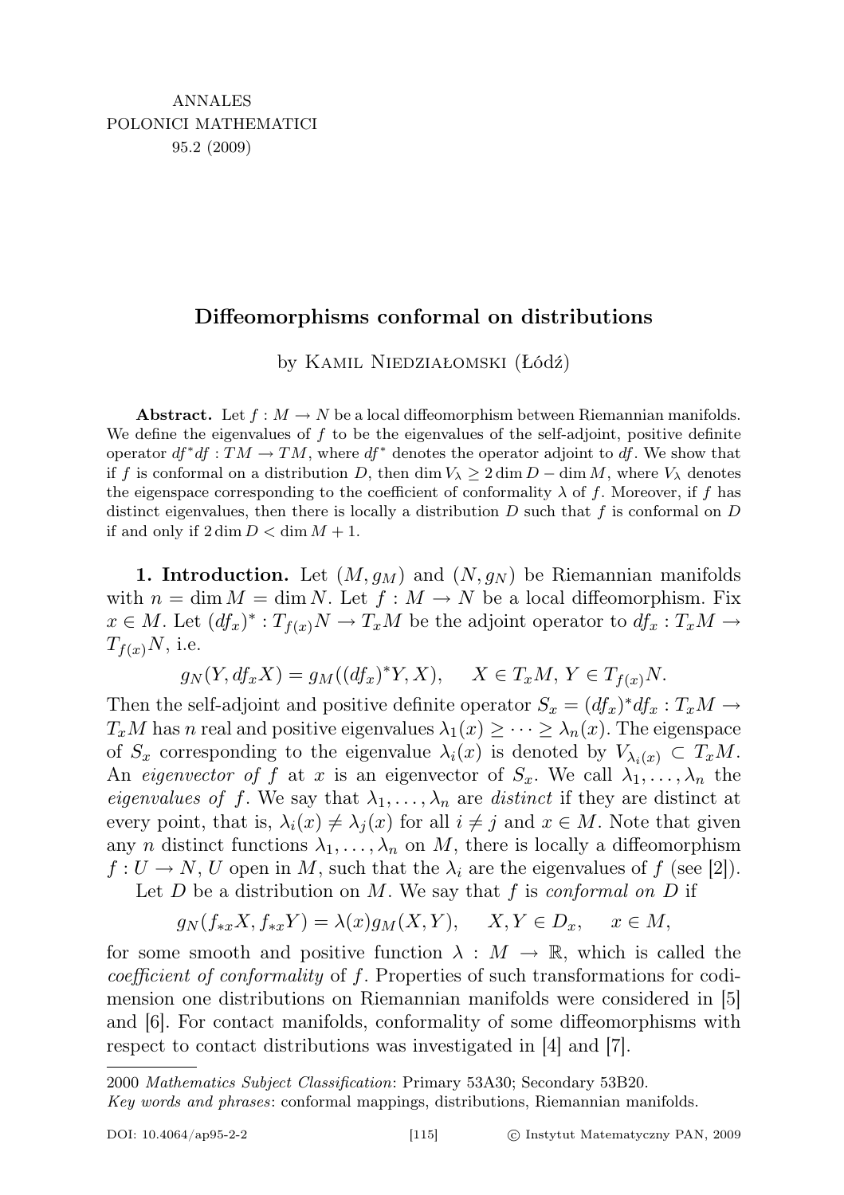# Diffeomorphisms conformal on distributions

by Kamil Niedziałomski (Łódź)

**Abstract.** Let $f : M \to N$ be a local diffeomorphism between Riemannian manifolds. We define the eigenvalues of $f$ to be the eigenvalues of the self-adjoint, positive definite operator $df^*df : TM \to TM$, where $df^*$ denotes the operator adjoint to $df$. We show that if $f$ is conformal on a distribution $D$, then $\dim V_\lambda \geq 2\dim D - \dim M$, where $V_\lambda$ denotes the eigenspace corresponding to the coefficient of conformality $\lambda$ of $f$. Moreover, if $f$ has distinct eigenvalues, then there is locally a distribution $D$ such that $f$ is conformal on $D$ if and only if $2\dim D < \dim M + 1$.

**1. Introduction.** Let $(M, g_M)$ and $(N, g_N)$ be Riemannian manifolds with $n = \dim M = \dim N$. Let $f : M \to N$ be a local diffeomorphism. Fix $x \in M$. Let $(df_x)^* : T_{f(x)}N \to T_xM$ be the adjoint operator to $df_x : T_xM \to T_{f(x)}N$, i.e.

$$g_N(Y, df_xX) = g_M((df_x)^*Y, X), \qquad X \in T_xM,\ Y \in T_{f(x)}N.$$

Then the self-adjoint and positive definite operator $S_x = (df_x)^*df_x : T_xM \to T_xM$ has $n$ real and positive eigenvalues $\lambda_1(x) \geq \cdots \geq \lambda_n(x)$. The eigenspace of $S_x$ corresponding to the eigenvalue $\lambda_i(x)$ is denoted by $V_{\lambda_i(x)} \subset T_xM$. An *eigenvector of* $f$ at $x$ is an eigenvector of $S_x$. We call $\lambda_1, \ldots, \lambda_n$ the *eigenvalues of* $f$. We say that $\lambda_1, \ldots, \lambda_n$ are *distinct* if they are distinct at every point, that is, $\lambda_i(x) \neq \lambda_j(x)$ for all $i \neq j$ and $x \in M$. Note that given any $n$ distinct functions $\lambda_1, \ldots, \lambda_n$ on $M$, there is locally a diffeomorphism $f : U \to N$, $U$ open in $M$, such that the $\lambda_i$ are the eigenvalues of $f$ (see [2]).

Let $D$ be a distribution on $M$. We say that $f$ is *conformal on* $D$ if

$$g_N(f_{*x}X, f_{*x}Y) = \lambda(x)g_M(X, Y), \qquad X, Y \in D_x, \qquad x \in M,$$

for some smooth and positive function $\lambda : M \to \mathbb{R}$, which is called the *coefficient of conformality* of $f$. Properties of such transformations for codimension one distributions on Riemannian manifolds were considered in [5] and [6]. For contact manifolds, conformality of some diffeomorphisms with respect to contact distributions was investigated in [4] and [7].

---

2000 *Mathematics Subject Classification*: Primary 53A30; Secondary 53B20.

*Key words and phrases*: conformal mappings, distributions, Riemannian manifolds.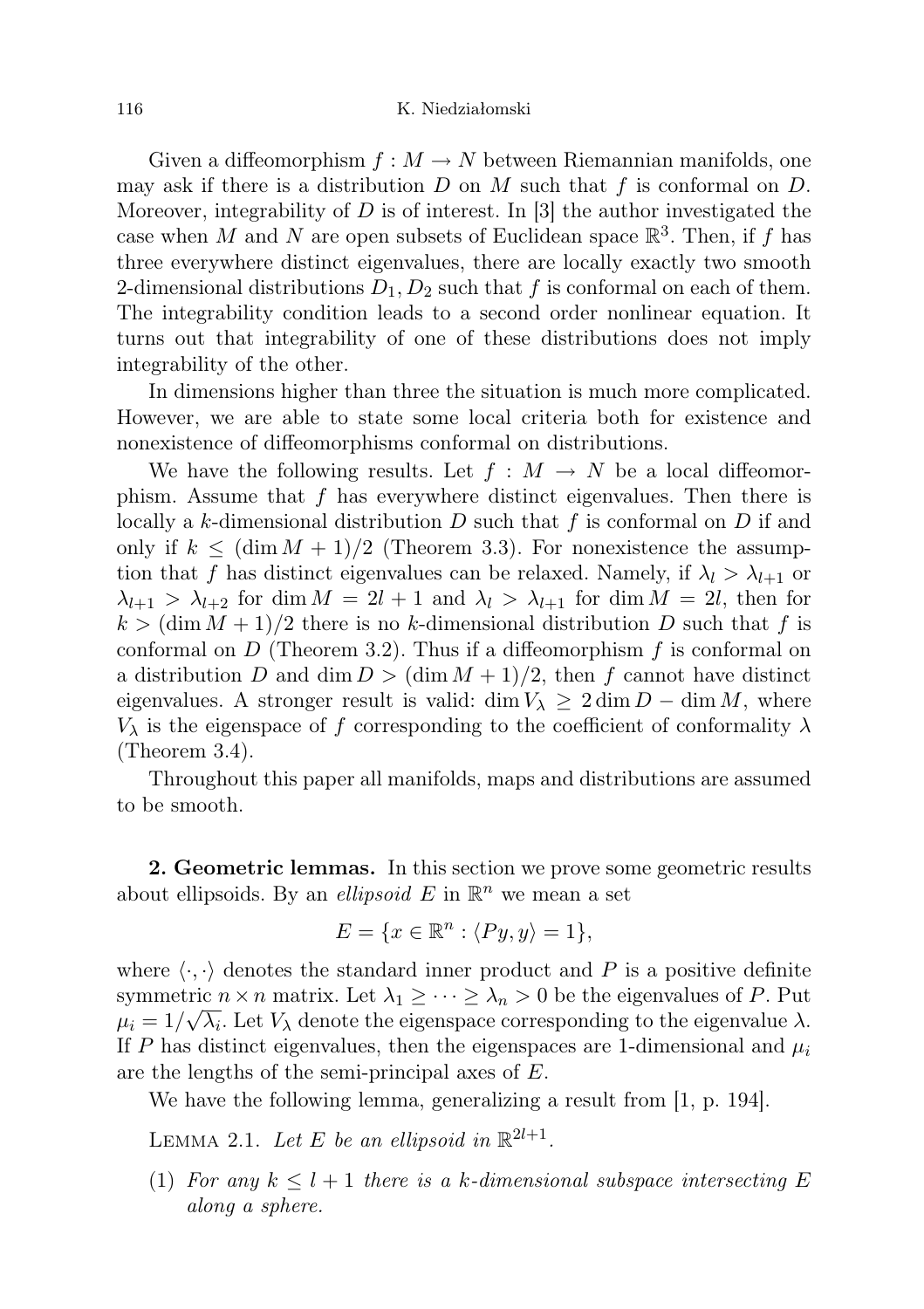Given a diffeomorphism $f : M \to N$ between Riemannian manifolds, one may ask if there is a distribution $D$ on $M$ such that $f$ is conformal on $D$. Moreover, integrability of $D$ is of interest. In [3] the author investigated the case when $M$ and $N$ are open subsets of Euclidean space $\mathbb{R}^3$. Then, if $f$ has three everywhere distinct eigenvalues, there are locally exactly two smooth 2-dimensional distributions $D_1, D_2$ such that $f$ is conformal on each of them. The integrability condition leads to a second order nonlinear equation. It turns out that integrability of one of these distributions does not imply integrability of the other.

In dimensions higher than three the situation is much more complicated. However, we are able to state some local criteria both for existence and nonexistence of diffeomorphisms conformal on distributions.

We have the following results. Let $f : M \to N$ be a local diffeomorphism. Assume that $f$ has everywhere distinct eigenvalues. Then there is locally a $k$-dimensional distribution $D$ such that $f$ is conformal on $D$ if and only if $k \leq (\dim M + 1)/2$ (Theorem 3.3). For nonexistence the assumption that $f$ has distinct eigenvalues can be relaxed. Namely, if $\lambda_l > \lambda_{l+1}$ or $\lambda_{l+1} > \lambda_{l+2}$ for $\dim M = 2l + 1$ and $\lambda_l > \lambda_{l+1}$ for $\dim M = 2l$, then for $k > (\dim M + 1)/2$ there is no $k$-dimensional distribution $D$ such that $f$ is conformal on $D$ (Theorem 3.2). Thus if a diffeomorphism $f$ is conformal on a distribution $D$ and $\dim D > (\dim M + 1)/2$, then $f$ cannot have distinct eigenvalues. A stronger result is valid: $\dim V_\lambda \geq 2 \dim D - \dim M$, where $V_\lambda$ is the eigenspace of $f$ corresponding to the coefficient of conformality $\lambda$ (Theorem 3.4).

Throughout this paper all manifolds, maps and distributions are assumed to be smooth.

## 2. Geometric lemmas.

In this section we prove some geometric results about ellipsoids. By an *ellipsoid* $E$ in $\mathbb{R}^n$ we mean a set

$$E = \{x \in \mathbb{R}^n : \langle Py, y \rangle = 1\},$$

where $\langle \cdot, \cdot \rangle$ denotes the standard inner product and $P$ is a positive definite symmetric $n \times n$ matrix. Let $\lambda_1 \geq \cdots \geq \lambda_n > 0$ be the eigenvalues of $P$. Put $\mu_i = 1/\sqrt{\lambda_i}$. Let $V_\lambda$ denote the eigenspace corresponding to the eigenvalue $\lambda$. If $P$ has distinct eigenvalues, then the eigenspaces are 1-dimensional and $\mu_i$ are the lengths of the semi-principal axes of $E$.

We have the following lemma, generalizing a result from [1, p. 194].

LEMMA 2.1. *Let $E$ be an ellipsoid in $\mathbb{R}^{2l+1}$.*

(1) *For any $k \leq l + 1$ there is a $k$-dimensional subspace intersecting $E$ along a sphere.*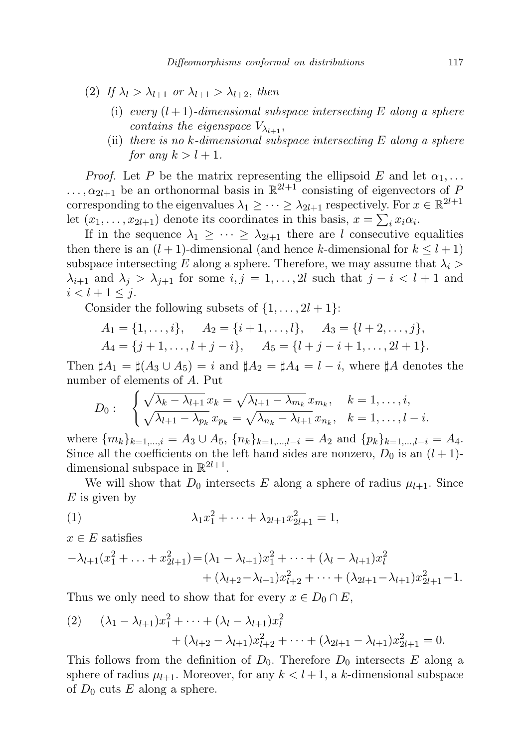(2) *If* $\lambda_l > \lambda_{l+1}$ *or* $\lambda_{l+1} > \lambda_{l+2}$*, then*

   (i) *every* $(l+1)$*-dimensional subspace intersecting* $E$ *along a sphere contains the eigenspace* $V_{\lambda_{l+1}}$*,*

   (ii) *there is no* $k$*-dimensional subspace intersecting* $E$ *along a sphere for any* $k > l+1$*.*

*Proof.* Let $P$ be the matrix representing the ellipsoid $E$ and let $\alpha_1, \ldots, \alpha_{2l+1}$ be an orthonormal basis in $\mathbb{R}^{2l+1}$ consisting of eigenvectors of $P$ corresponding to the eigenvalues $\lambda_1 \geq \cdots \geq \lambda_{2l+1}$ respectively. For $x \in \mathbb{R}^{2l+1}$ let $(x_1, \ldots, x_{2l+1})$ denote its coordinates in this basis, $x = \sum_i x_i \alpha_i$.

If in the sequence $\lambda_1 \geq \cdots \geq \lambda_{2l+1}$ there are $l$ consecutive equalities then there is an $(l+1)$-dimensional (and hence $k$-dimensional for $k \leq l+1$) subspace intersecting $E$ along a sphere. Therefore, we may assume that $\lambda_i > \lambda_{i+1}$ and $\lambda_j > \lambda_{j+1}$ for some $i, j = 1, \ldots, 2l$ such that $j - i < l+1$ and $i < l+1 \leq j$.

Consider the following subsets of $\{1, \ldots, 2l+1\}$:

$$A_1 = \{1, \ldots, i\}, \quad A_2 = \{i+1, \ldots, l\}, \quad A_3 = \{l+2, \ldots, j\},$$
$$A_4 = \{j+1, \ldots, l+j-i\}, \quad A_5 = \{l+j-i+1, \ldots, 2l+1\}.$$

Then $\sharp A_1 = \sharp(A_3 \cup A_5) = i$ and $\sharp A_2 = \sharp A_4 = l - i$, where $\sharp A$ denotes the number of elements of $A$. Put

$$D_0 : \quad \begin{cases} \sqrt{\lambda_k - \lambda_{l+1}}\, x_k = \sqrt{\lambda_{l+1} - \lambda_{m_k}}\, x_{m_k}, & k = 1, \ldots, i, \\ \sqrt{\lambda_{l+1} - \lambda_{p_k}}\, x_{p_k} = \sqrt{\lambda_{n_k} - \lambda_{l+1}}\, x_{n_k}, & k = 1, \ldots, l-i. \end{cases}$$

where $\{m_k\}_{k=1,\ldots,i} = A_3 \cup A_5$, $\{n_k\}_{k=1,\ldots,l-i} = A_2$ and $\{p_k\}_{k=1,\ldots,l-i} = A_4$. Since all the coefficients on the left hand sides are nonzero, $D_0$ is an $(l+1)$-dimensional subspace in $\mathbb{R}^{2l+1}$.

We will show that $D_0$ intersects $E$ along a sphere of radius $\mu_{l+1}$. Since $E$ is given by

$$\lambda_1 x_1^2 + \cdots + \lambda_{2l+1} x_{2l+1}^2 = 1, \tag{1}$$

$x \in E$ satisfies

$$\begin{aligned} -\lambda_{l+1}(x_1^2 + \ldots + x_{2l+1}^2) = {} & (\lambda_1 - \lambda_{l+1})x_1^2 + \cdots + (\lambda_l - \lambda_{l+1})x_l^2 \\ & + (\lambda_{l+2} - \lambda_{l+1})x_{l+2}^2 + \cdots + (\lambda_{2l+1} - \lambda_{l+1})x_{2l+1}^2 - 1. \end{aligned}$$

Thus we only need to show that for every $x \in D_0 \cap E$,

$$\begin{aligned} (\lambda_1 - \lambda_{l+1})x_1^2 + \cdots + (\lambda_l - \lambda_{l+1})x_l^2 & \\ + (\lambda_{l+2} - \lambda_{l+1})x_{l+2}^2 + \cdots + (\lambda_{2l+1} - \lambda_{l+1})x_{2l+1}^2 &= 0. \end{aligned} \tag{2}$$

This follows from the definition of $D_0$. Therefore $D_0$ intersects $E$ along a sphere of radius $\mu_{l+1}$. Moreover, for any $k < l+1$, a $k$-dimensional subspace of $D_0$ cuts $E$ along a sphere.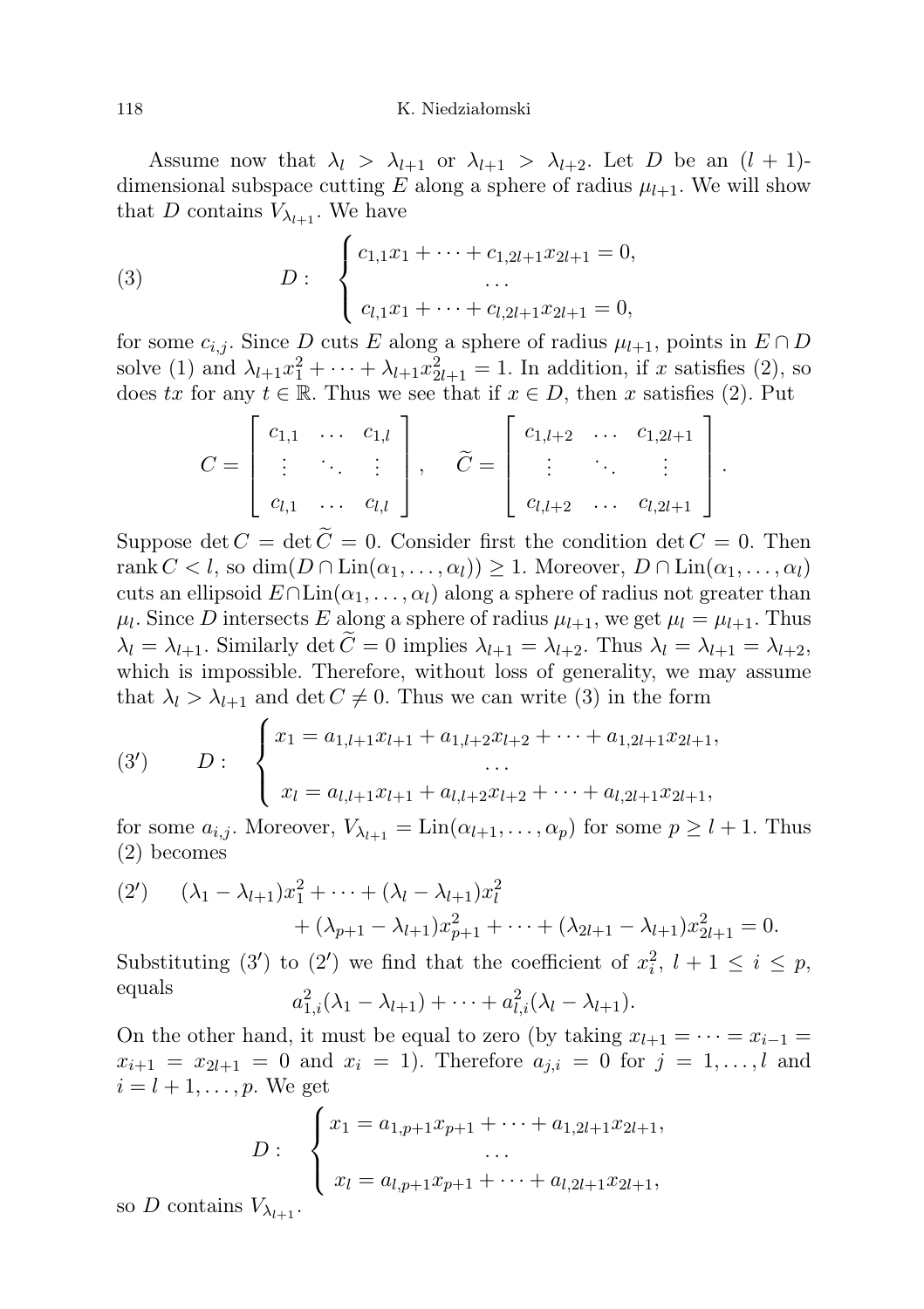Assume now that $\lambda_l > \lambda_{l+1}$ or $\lambda_{l+1} > \lambda_{l+2}$. Let $D$ be an $(l+1)$-dimensional subspace cutting $E$ along a sphere of radius $\mu_{l+1}$. We will show that $D$ contains $V_{\lambda_{l+1}}$. We have

$$
(3) \qquad D: \quad \begin{cases} c_{1,1}x_1 + \cdots + c_{1,2l+1}x_{2l+1} = 0, \\ \qquad \cdots \\ c_{l,1}x_1 + \cdots + c_{l,2l+1}x_{2l+1} = 0, \end{cases}
$$

for some $c_{i,j}$. Since $D$ cuts $E$ along a sphere of radius $\mu_{l+1}$, points in $E \cap D$ solve (1) and $\lambda_{l+1}x_1^2 + \cdots + \lambda_{l+1}x_{2l+1}^2 = 1$. In addition, if $x$ satisfies (2), so does $tx$ for any $t \in \mathbb{R}$. Thus we see that if $x \in D$, then $x$ satisfies (2). Put

$$
C = \begin{bmatrix} c_{1,1} & \ldots & c_{1,l} \\ \vdots & \ddots & \vdots \\ c_{l,1} & \ldots & c_{l,l} \end{bmatrix}, \qquad \widetilde{C} = \begin{bmatrix} c_{1,l+2} & \ldots & c_{1,2l+1} \\ \vdots & \ddots & \vdots \\ c_{l,l+2} & \ldots & c_{l,2l+1} \end{bmatrix}.
$$

Suppose $\det C = \det \widetilde{C} = 0$. Consider first the condition $\det C = 0$. Then $\operatorname{rank} C < l$, so $\dim(D \cap \operatorname{Lin}(\alpha_1, \ldots, \alpha_l)) \geq 1$. Moreover, $D \cap \operatorname{Lin}(\alpha_1, \ldots, \alpha_l)$ cuts an ellipsoid $E \cap \operatorname{Lin}(\alpha_1, \ldots, \alpha_l)$ along a sphere of radius not greater than $\mu_l$. Since $D$ intersects $E$ along a sphere of radius $\mu_{l+1}$, we get $\mu_l = \mu_{l+1}$. Thus $\lambda_l = \lambda_{l+1}$. Similarly $\det \widetilde{C} = 0$ implies $\lambda_{l+1} = \lambda_{l+2}$. Thus $\lambda_l = \lambda_{l+1} = \lambda_{l+2}$, which is impossible. Therefore, without loss of generality, we may assume that $\lambda_l > \lambda_{l+1}$ and $\det C \neq 0$. Thus we can write (3) in the form

$$
(3') \qquad D: \quad \begin{cases} x_1 = a_{1,l+1}x_{l+1} + a_{1,l+2}x_{l+2} + \cdots + a_{1,2l+1}x_{2l+1}, \\ \qquad \cdots \\ x_l = a_{l,l+1}x_{l+1} + a_{l,l+2}x_{l+2} + \cdots + a_{l,2l+1}x_{2l+1}, \end{cases}
$$

for some $a_{i,j}$. Moreover, $V_{\lambda_{l+1}} = \operatorname{Lin}(\alpha_{l+1}, \ldots, \alpha_p)$ for some $p \geq l+1$. Thus (2) becomes

$$
(2') \qquad (\lambda_1 - \lambda_{l+1})x_1^2 + \cdots + (\lambda_l - \lambda_{l+1})x_l^2 \\ + (\lambda_{p+1} - \lambda_{l+1})x_{p+1}^2 + \cdots + (\lambda_{2l+1} - \lambda_{l+1})x_{2l+1}^2 = 0.
$$

Substituting (3′) to (2′) we find that the coefficient of $x_i^2$, $l+1 \leq i \leq p$, equals

$$
a_{1,i}^2(\lambda_1 - \lambda_{l+1}) + \cdots + a_{l,i}^2(\lambda_l - \lambda_{l+1}).
$$

On the other hand, it must be equal to zero (by taking $x_{l+1} = \cdots = x_{i-1} = x_{i+1} = x_{2l+1} = 0$ and $x_i = 1$). Therefore $a_{j,i} = 0$ for $j = 1, \ldots, l$ and $i = l+1, \ldots, p$. We get

$$
D: \quad \begin{cases} x_1 = a_{1,p+1}x_{p+1} + \cdots + a_{1,2l+1}x_{2l+1}, \\ \qquad \cdots \\ x_l = a_{l,p+1}x_{p+1} + \cdots + a_{l,2l+1}x_{2l+1}, \end{cases}
$$

so $D$ contains $V_{\lambda_{l+1}}$.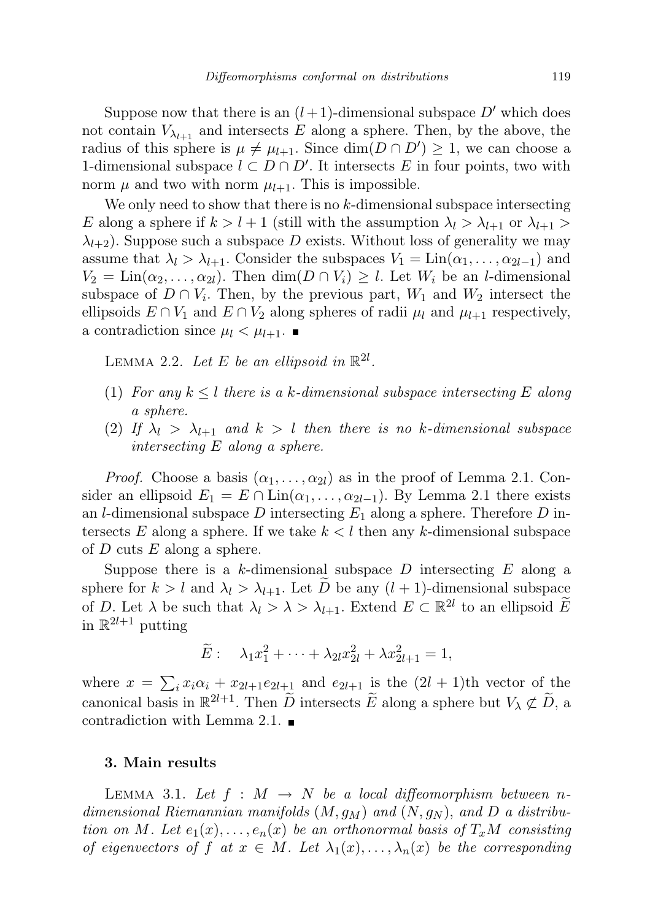Suppose now that there is an $(l+1)$-dimensional subspace $D'$ which does not contain $V_{\lambda_{l+1}}$ and intersects $E$ along a sphere. Then, by the above, the radius of this sphere is $\mu \neq \mu_{l+1}$. Since $\dim(D \cap D') \geq 1$, we can choose a 1-dimensional subspace $l \subset D \cap D'$. It intersects $E$ in four points, two with norm $\mu$ and two with norm $\mu_{l+1}$. This is impossible.

We only need to show that there is no $k$-dimensional subspace intersecting $E$ along a sphere if $k > l+1$ (still with the assumption $\lambda_l > \lambda_{l+1}$ or $\lambda_{l+1} > \lambda_{l+2}$). Suppose such a subspace $D$ exists. Without loss of generality we may assume that $\lambda_l > \lambda_{l+1}$. Consider the subspaces $V_1 = \mathrm{Lin}(\alpha_1, \ldots, \alpha_{2l-1})$ and $V_2 = \mathrm{Lin}(\alpha_2, \ldots, \alpha_{2l})$. Then $\dim(D \cap V_i) \geq l$. Let $W_i$ be an $l$-dimensional subspace of $D \cap V_i$. Then, by the previous part, $W_1$ and $W_2$ intersect the ellipsoids $E \cap V_1$ and $E \cap V_2$ along spheres of radii $\mu_l$ and $\mu_{l+1}$ respectively, a contradiction since $\mu_l < \mu_{l+1}$. ∎

LEMMA 2.2. *Let $E$ be an ellipsoid in $\mathbb{R}^{2l}$.*

1. *For any $k \leq l$ there is a $k$-dimensional subspace intersecting $E$ along a sphere.*
2. *If $\lambda_l > \lambda_{l+1}$ and $k > l$ then there is no $k$-dimensional subspace intersecting $E$ along a sphere.*

*Proof.* Choose a basis $(\alpha_1, \ldots, \alpha_{2l})$ as in the proof of Lemma 2.1. Consider an ellipsoid $E_1 = E \cap \mathrm{Lin}(\alpha_1, \ldots, \alpha_{2l-1})$. By Lemma 2.1 there exists an $l$-dimensional subspace $D$ intersecting $E_1$ along a sphere. Therefore $D$ intersects $E$ along a sphere. If we take $k < l$ then any $k$-dimensional subspace of $D$ cuts $E$ along a sphere.

Suppose there is a $k$-dimensional subspace $D$ intersecting $E$ along a sphere for $k > l$ and $\lambda_l > \lambda_{l+1}$. Let $\widetilde{D}$ be any $(l+1)$-dimensional subspace of $D$. Let $\lambda$ be such that $\lambda_l > \lambda > \lambda_{l+1}$. Extend $E \subset \mathbb{R}^{2l}$ to an ellipsoid $\widetilde{E}$ in $\mathbb{R}^{2l+1}$ putting

$$\widetilde{E}: \quad \lambda_1 x_1^2 + \cdots + \lambda_{2l} x_{2l}^2 + \lambda x_{2l+1}^2 = 1,$$

where $x = \sum_i x_i \alpha_i + x_{2l+1} e_{2l+1}$ and $e_{2l+1}$ is the $(2l+1)$th vector of the canonical basis in $\mathbb{R}^{2l+1}$. Then $\widetilde{D}$ intersects $\widetilde{E}$ along a sphere but $V_\lambda \not\subset \widetilde{D}$, a contradiction with Lemma 2.1. ∎

### 3. Main results

LEMMA 3.1. *Let $f : M \to N$ be a local diffeomorphism between $n$-dimensional Riemannian manifolds $(M, g_M)$ and $(N, g_N)$, and $D$ a distribution on $M$. Let $e_1(x), \ldots, e_n(x)$ be an orthonormal basis of $T_xM$ consisting of eigenvectors of $f$ at $x \in M$. Let $\lambda_1(x), \ldots, \lambda_n(x)$ be the corresponding*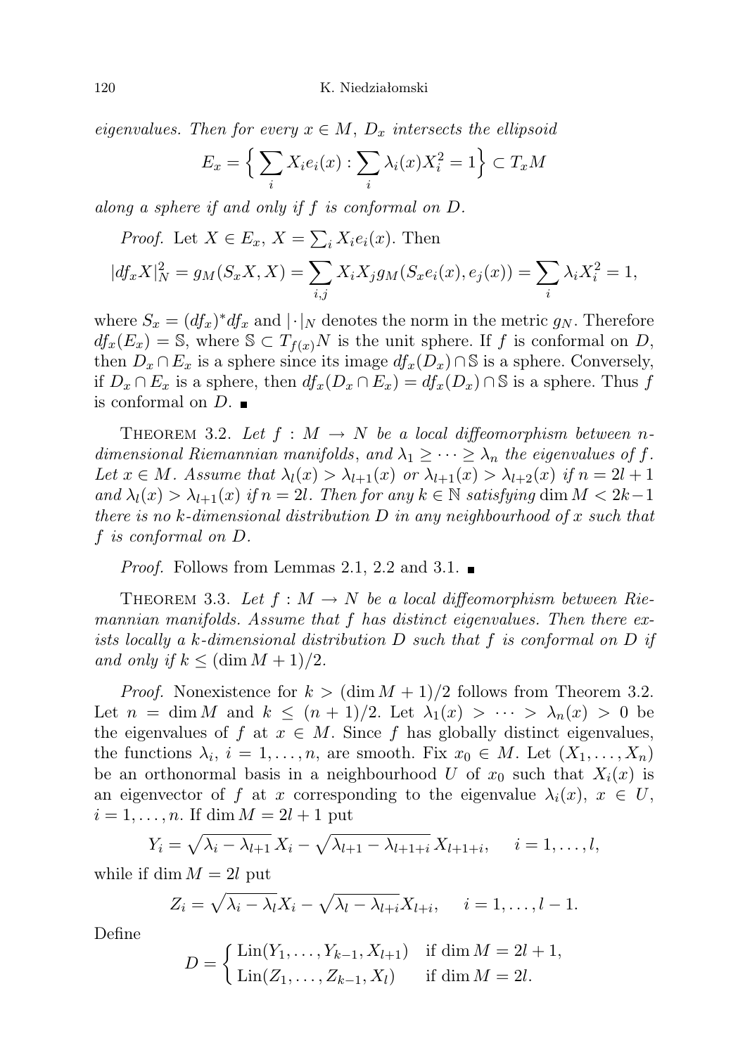*eigenvalues. Then for every $x \in M$, $D_x$ intersects the ellipsoid*

$$E_x = \Big\{ \sum_i X_i e_i(x) : \sum_i \lambda_i(x) X_i^2 = 1 \Big\} \subset T_x M$$

*along a sphere if and only if $f$ is conformal on $D$.*

*Proof.* Let $X \in E_x$, $X = \sum_i X_i e_i(x)$. Then

$$|df_x X|_N^2 = g_M(S_x X, X) = \sum_{i,j} X_i X_j g_M(S_x e_i(x), e_j(x)) = \sum_i \lambda_i X_i^2 = 1,$$

where $S_x = (df_x)^* df_x$ and $|\cdot|_N$ denotes the norm in the metric $g_N$. Therefore $df_x(E_x) = \mathbb{S}$, where $\mathbb{S} \subset T_{f(x)}N$ is the unit sphere. If $f$ is conformal on $D$, then $D_x \cap E_x$ is a sphere since its image $df_x(D_x) \cap \mathbb{S}$ is a sphere. Conversely, if $D_x \cap E_x$ is a sphere, then $df_x(D_x \cap E_x) = df_x(D_x) \cap \mathbb{S}$ is a sphere. Thus $f$ is conformal on $D$. ∎

THEOREM 3.2. *Let $f : M \to N$ be a local diffeomorphism between $n$-dimensional Riemannian manifolds, and $\lambda_1 \geq \cdots \geq \lambda_n$ the eigenvalues of $f$. Let $x \in M$. Assume that $\lambda_l(x) > \lambda_{l+1}(x)$ or $\lambda_{l+1}(x) > \lambda_{l+2}(x)$ if $n = 2l+1$ and $\lambda_l(x) > \lambda_{l+1}(x)$ if $n = 2l$. Then for any $k \in \mathbb{N}$ satisfying $\dim M < 2k-1$ there is no $k$-dimensional distribution $D$ in any neighbourhood of $x$ such that $f$ is conformal on $D$.*

*Proof.* Follows from Lemmas 2.1, 2.2 and 3.1. ∎

THEOREM 3.3. *Let $f : M \to N$ be a local diffeomorphism between Riemannian manifolds. Assume that $f$ has distinct eigenvalues. Then there exists locally a $k$-dimensional distribution $D$ such that $f$ is conformal on $D$ if and only if $k \leq (\dim M + 1)/2$.*

*Proof.* Nonexistence for $k > (\dim M + 1)/2$ follows from Theorem 3.2. Let $n = \dim M$ and $k \leq (n+1)/2$. Let $\lambda_1(x) > \cdots > \lambda_n(x) > 0$ be the eigenvalues of $f$ at $x \in M$. Since $f$ has globally distinct eigenvalues, the functions $\lambda_i$, $i = 1, \ldots, n$, are smooth. Fix $x_0 \in M$. Let $(X_1, \ldots, X_n)$ be an orthonormal basis in a neighbourhood $U$ of $x_0$ such that $X_i(x)$ is an eigenvector of $f$ at $x$ corresponding to the eigenvalue $\lambda_i(x)$, $x \in U$, $i = 1, \ldots, n$. If $\dim M = 2l+1$ put

$$Y_i = \sqrt{\lambda_i - \lambda_{l+1}}\, X_i - \sqrt{\lambda_{l+1} - \lambda_{l+1+i}}\, X_{l+1+i}, \quad i = 1, \ldots, l,$$

while if $\dim M = 2l$ put

$$Z_i = \sqrt{\lambda_i - \lambda_l} X_i - \sqrt{\lambda_l - \lambda_{l+i}} X_{l+i}, \quad i = 1, \ldots, l-1.$$

Define

$$D = \begin{cases} \operatorname{Lin}(Y_1, \ldots, Y_{k-1}, X_{l+1}) & \text{if } \dim M = 2l+1, \\ \operatorname{Lin}(Z_1, \ldots, Z_{k-1}, X_l) & \text{if } \dim M = 2l. \end{cases}$$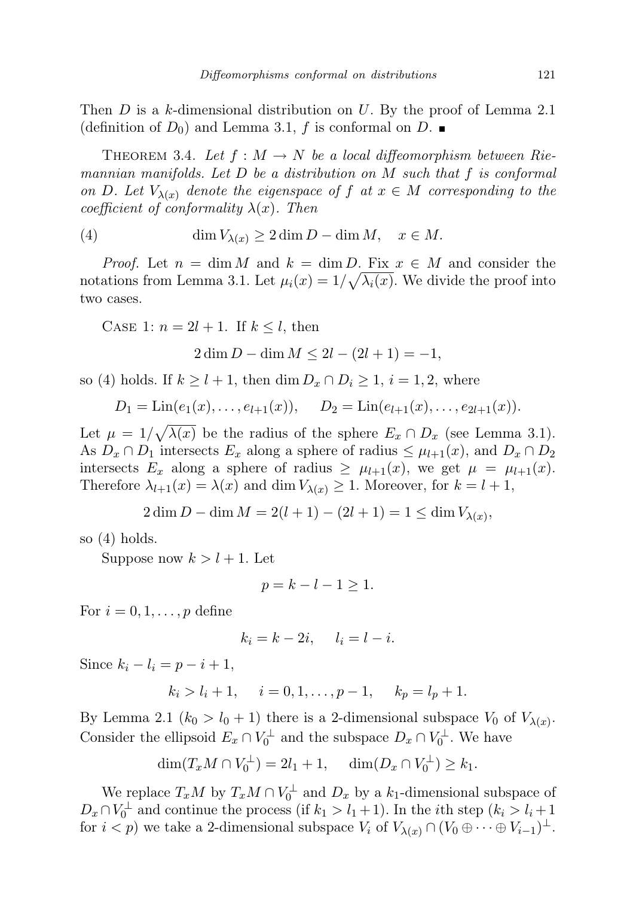Then $D$ is a $k$-dimensional distribution on $U$. By the proof of Lemma 2.1 (definition of $D_0$) and Lemma 3.1, $f$ is conformal on $D$. ∎

Theorem 3.4. *Let $f : M \to N$ be a local diffeomorphism between Riemannian manifolds. Let $D$ be a distribution on $M$ such that $f$ is conformal on $D$. Let $V_{\lambda(x)}$ denote the eigenspace of $f$ at $x \in M$ corresponding to the coefficient of conformality $\lambda(x)$. Then*

$$\dim V_{\lambda(x)} \geq 2 \dim D - \dim M, \quad x \in M. \tag{4}$$

*Proof.* Let $n = \dim M$ and $k = \dim D$. Fix $x \in M$ and consider the notations from Lemma 3.1. Let $\mu_i(x) = 1/\sqrt{\lambda_i(x)}$. We divide the proof into two cases.

Case 1: $n = 2l + 1$. If $k \leq l$, then

$$2 \dim D - \dim M \leq 2l - (2l + 1) = -1,$$

so (4) holds. If $k \geq l + 1$, then $\dim D_x \cap D_i \geq 1$, $i = 1, 2$, where

$$D_1 = \mathrm{Lin}(e_1(x), \ldots, e_{l+1}(x)), \quad D_2 = \mathrm{Lin}(e_{l+1}(x), \ldots, e_{2l+1}(x)).$$

Let $\mu = 1/\sqrt{\lambda(x)}$ be the radius of the sphere $E_x \cap D_x$ (see Lemma 3.1). As $D_x \cap D_1$ intersects $E_x$ along a sphere of radius $\leq \mu_{l+1}(x)$, and $D_x \cap D_2$ intersects $E_x$ along a sphere of radius $\geq \mu_{l+1}(x)$, we get $\mu = \mu_{l+1}(x)$. Therefore $\lambda_{l+1}(x) = \lambda(x)$ and $\dim V_{\lambda(x)} \geq 1$. Moreover, for $k = l + 1$,

$$2 \dim D - \dim M = 2(l + 1) - (2l + 1) = 1 \leq \dim V_{\lambda(x)},$$

so (4) holds.

Suppose now $k > l + 1$. Let

$$p = k - l - 1 \geq 1.$$

For $i = 0, 1, \ldots, p$ define

$$k_i = k - 2i, \quad l_i = l - i.$$

Since $k_i - l_i = p - i + 1$,

$$k_i > l_i + 1, \quad i = 0, 1, \ldots, p - 1, \quad k_p = l_p + 1.$$

By Lemma 2.1 ($k_0 > l_0 + 1$) there is a 2-dimensional subspace $V_0$ of $V_{\lambda(x)}$. Consider the ellipsoid $E_x \cap V_0^{\perp}$ and the subspace $D_x \cap V_0^{\perp}$. We have

$$\dim(T_x M \cap V_0^{\perp}) = 2l_1 + 1, \quad \dim(D_x \cap V_0^{\perp}) \geq k_1.$$

We replace $T_x M$ by $T_x M \cap V_0^{\perp}$ and $D_x$ by a $k_1$-dimensional subspace of $D_x \cap V_0^{\perp}$ and continue the process (if $k_1 > l_1 + 1$). In the $i$th step ($k_i > l_i + 1$ for $i < p$) we take a 2-dimensional subspace $V_i$ of $V_{\lambda(x)} \cap (V_0 \oplus \cdots \oplus V_{i-1})^{\perp}$.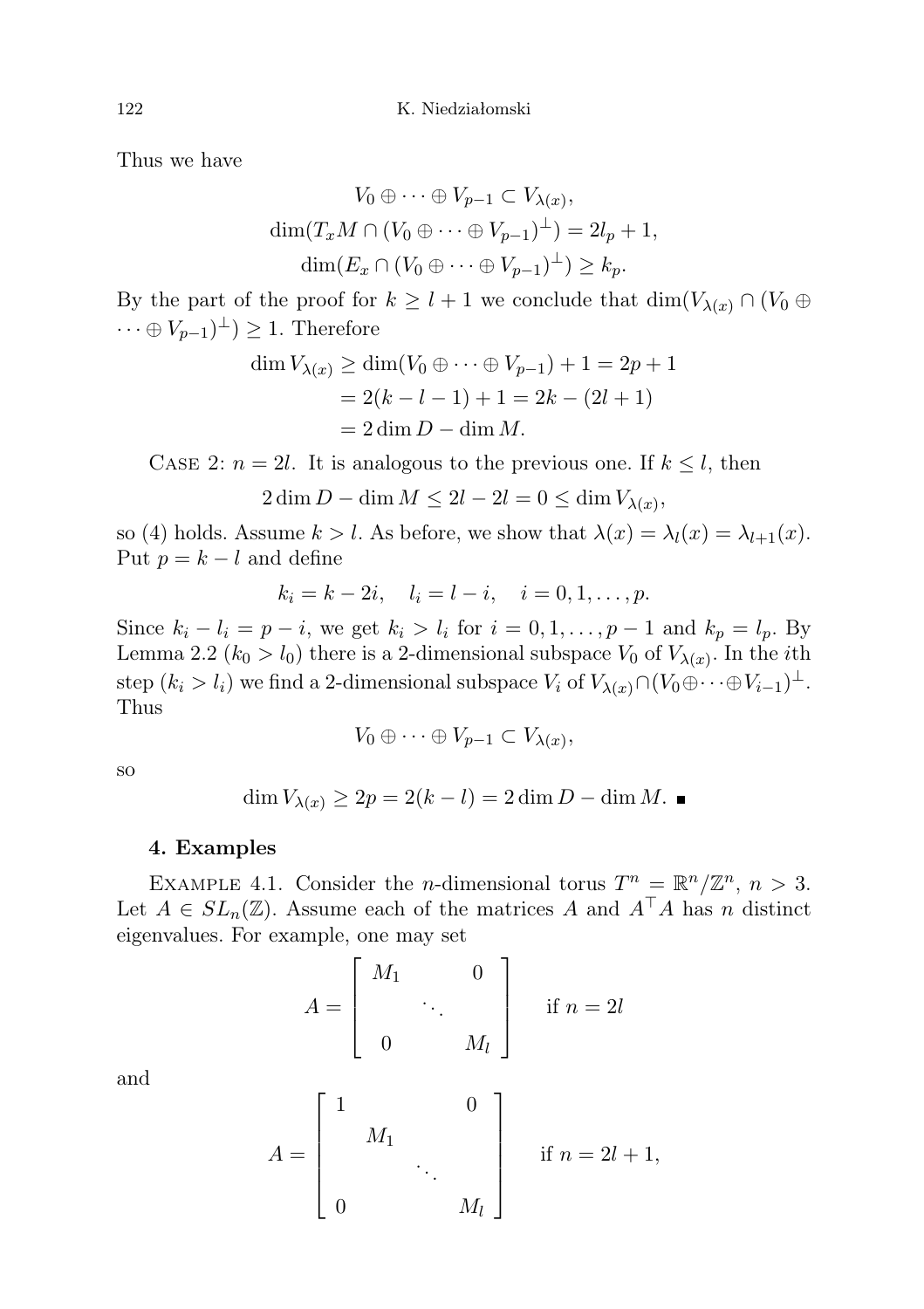Thus we have

$$V_0 \oplus \cdots \oplus V_{p-1} \subset V_{\lambda(x)},$$
$$\dim(T_x M \cap (V_0 \oplus \cdots \oplus V_{p-1})^\perp) = 2l_p + 1,$$
$$\dim(E_x \cap (V_0 \oplus \cdots \oplus V_{p-1})^\perp) \geq k_p.$$

By the part of the proof for $k \geq l+1$ we conclude that $\dim(V_{\lambda(x)} \cap (V_0 \oplus \cdots \oplus V_{p-1})^\perp) \geq 1$. Therefore

$$\begin{aligned}\dim V_{\lambda(x)} &\geq \dim(V_0 \oplus \cdots \oplus V_{p-1}) + 1 = 2p + 1 \\ &= 2(k - l - 1) + 1 = 2k - (2l + 1) \\ &= 2 \dim D - \dim M.\end{aligned}$$

Case 2: $n = 2l$. It is analogous to the previous one. If $k \leq l$, then

$$2 \dim D - \dim M \leq 2l - 2l = 0 \leq \dim V_{\lambda(x)},$$

so (4) holds. Assume $k > l$. As before, we show that $\lambda(x) = \lambda_l(x) = \lambda_{l+1}(x)$. Put $p = k - l$ and define

$$k_i = k - 2i, \quad l_i = l - i, \quad i = 0, 1, \ldots, p.$$

Since $k_i - l_i = p - i$, we get $k_i > l_i$ for $i = 0, 1, \ldots, p-1$ and $k_p = l_p$. By Lemma 2.2 ($k_0 > l_0$) there is a 2-dimensional subspace $V_0$ of $V_{\lambda(x)}$. In the $i$th step ($k_i > l_i$) we find a 2-dimensional subspace $V_i$ of $V_{\lambda(x)} \cap (V_0 \oplus \cdots \oplus V_{i-1})^\perp$. Thus

$$V_0 \oplus \cdots \oplus V_{p-1} \subset V_{\lambda(x)},$$

so

$$\dim V_{\lambda(x)} \geq 2p = 2(k - l) = 2 \dim D - \dim M. \; \blacksquare$$

## 4. Examples

Example 4.1. Consider the $n$-dimensional torus $T^n = \mathbb{R}^n / \mathbb{Z}^n$, $n > 3$. Let $A \in SL_n(\mathbb{Z})$. Assume each of the matrices $A$ and $A^\top A$ has $n$ distinct eigenvalues. For example, one may set

$$A = \begin{bmatrix} M_1 & & 0 \\ & \ddots & \\ 0 & & M_l \end{bmatrix} \quad \text{if } n = 2l$$

and

$$A = \begin{bmatrix} 1 & & & 0 \\ & M_1 & & \\ & & \ddots & \\ 0 & & & M_l \end{bmatrix} \quad \text{if } n = 2l + 1,$$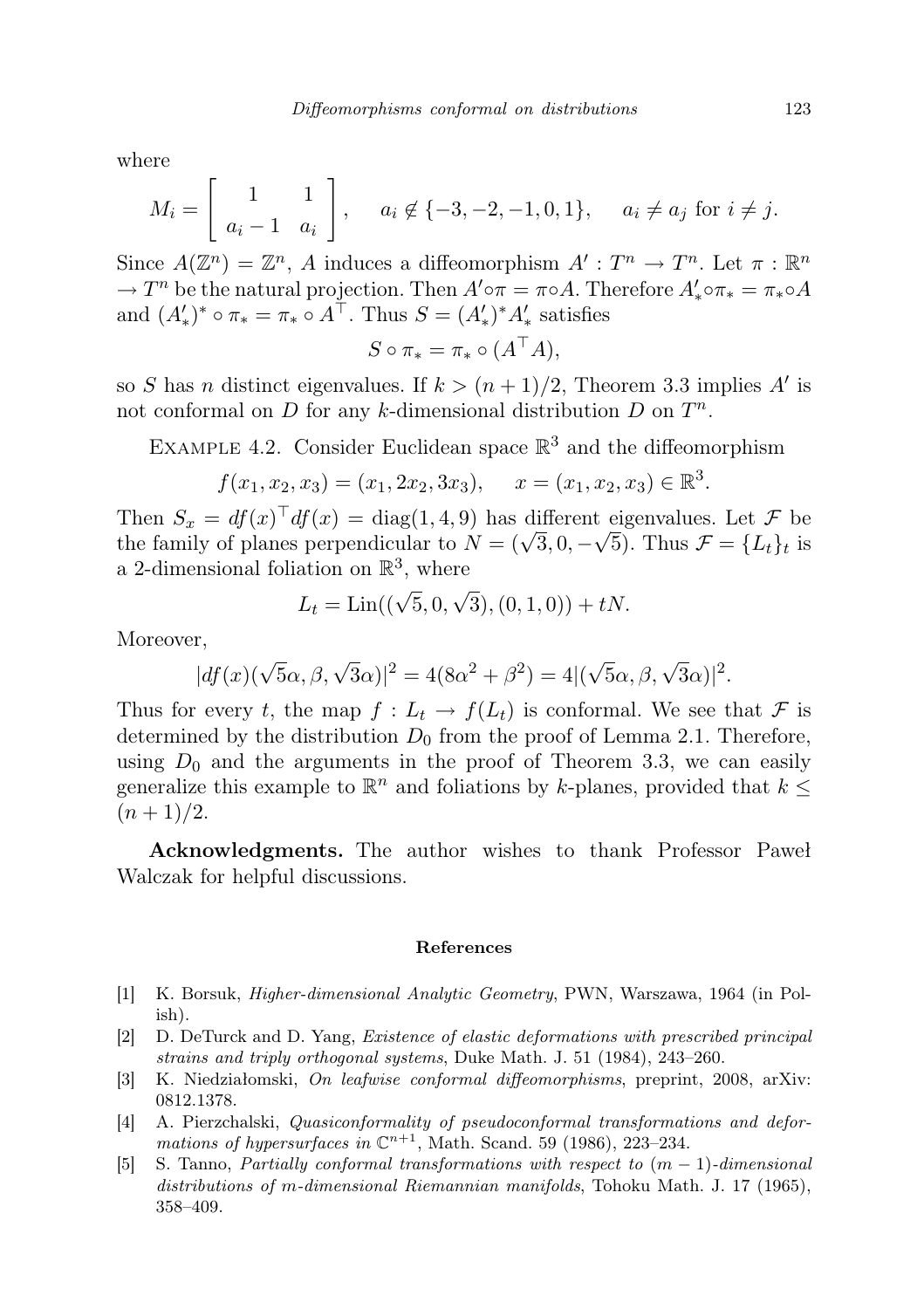where

$$M_i = \begin{bmatrix} 1 & 1 \\ a_i - 1 & a_i \end{bmatrix}, \qquad a_i \notin \{-3, -2, -1, 0, 1\}, \qquad a_i \neq a_j \text{ for } i \neq j.$$

Since $A(\mathbb{Z}^n) = \mathbb{Z}^n$, $A$ induces a diffeomorphism $A' : T^n \to T^n$. Let $\pi : \mathbb{R}^n \to T^n$ be the natural projection. Then $A' \circ \pi = \pi \circ A$. Therefore $A'_* \circ \pi_* = \pi_* \circ A$ and $(A'_*)^* \circ \pi_* = \pi_* \circ A^\top$. Thus $S = (A'_*)^* A'_*$ satisfies

$$S \circ \pi_* = \pi_* \circ (A^\top A),$$

so $S$ has $n$ distinct eigenvalues. If $k > (n+1)/2$, Theorem 3.3 implies $A'$ is not conformal on $D$ for any $k$-dimensional distribution $D$ on $T^n$.

Example 4.2. Consider Euclidean space $\mathbb{R}^3$ and the diffeomorphism

$$f(x_1, x_2, x_3) = (x_1, 2x_2, 3x_3), \qquad x = (x_1, x_2, x_3) \in \mathbb{R}^3.$$

Then $S_x = df(x)^\top df(x) = \operatorname{diag}(1, 4, 9)$ has different eigenvalues. Let $\mathcal{F}$ be the family of planes perpendicular to $N = (\sqrt{3}, 0, -\sqrt{5})$. Thus $\mathcal{F} = \{L_t\}_t$ is a 2-dimensional foliation on $\mathbb{R}^3$, where

$$L_t = \operatorname{Lin}((\sqrt{5}, 0, \sqrt{3}), (0, 1, 0)) + tN.$$

Moreover,

$$|df(x)(\sqrt{5}\alpha, \beta, \sqrt{3}\alpha)|^2 = 4(8\alpha^2 + \beta^2) = 4|(\sqrt{5}\alpha, \beta, \sqrt{3}\alpha)|^2.$$

Thus for every $t$, the map $f : L_t \to f(L_t)$ is conformal. We see that $\mathcal{F}$ is determined by the distribution $D_0$ from the proof of Lemma 2.1. Therefore, using $D_0$ and the arguments in the proof of Theorem 3.3, we can easily generalize this example to $\mathbb{R}^n$ and foliations by $k$-planes, provided that $k \leq (n+1)/2$.

**Acknowledgments.** The author wishes to thank Professor Paweł Walczak for helpful discussions.

## References

[1] K. Borsuk, *Higher-dimensional Analytic Geometry*, PWN, Warszawa, 1964 (in Polish).

[2] D. DeTurck and D. Yang, *Existence of elastic deformations with prescribed principal strains and triply orthogonal systems*, Duke Math. J. 51 (1984), 243–260.

[3] K. Niedziałomski, *On leafwise conformal diffeomorphisms*, preprint, 2008, arXiv: 0812.1378.

[4] A. Pierzchalski, *Quasiconformality of pseudoconformal transformations and deformations of hypersurfaces in* $\mathbb{C}^{n+1}$, Math. Scand. 59 (1986), 223–234.

[5] S. Tanno, *Partially conformal transformations with respect to* $(m-1)$*-dimensional distributions of* $m$*-dimensional Riemannian manifolds*, Tohoku Math. J. 17 (1965), 358–409.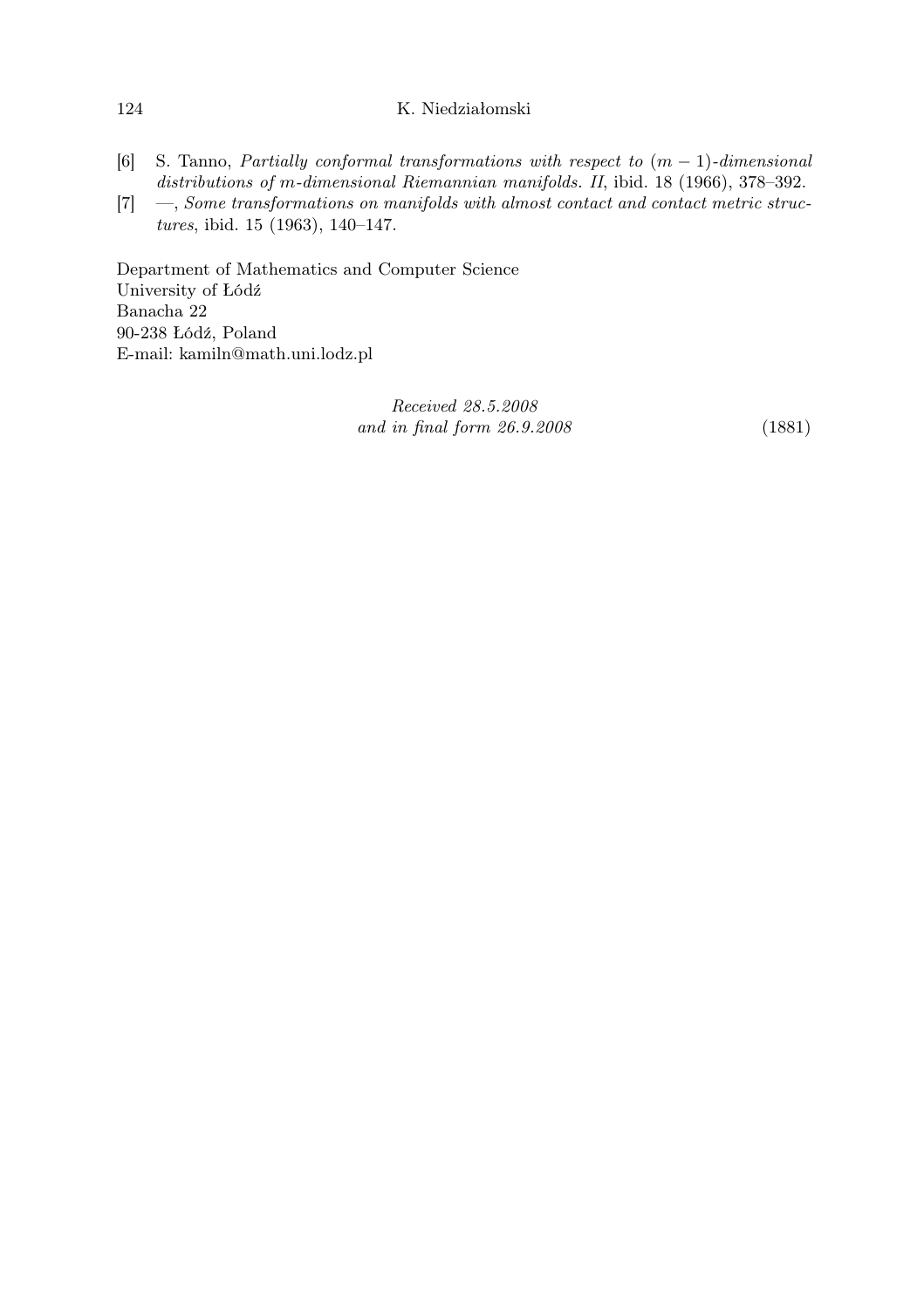[6] S. Tanno, *Partially conformal transformations with respect to $(m-1)$-dimensional distributions of $m$-dimensional Riemannian manifolds. II*, ibid. 18 (1966), 378–392.

[7] —, *Some transformations on manifolds with almost contact and contact metric structures*, ibid. 15 (1963), 140–147.

Department of Mathematics and Computer Science
University of Łódź
Banacha 22
90-238 Łódź, Poland
E-mail: kamiln@math.uni.lodz.pl

*Received 28.5.2008*
*and in final form 26.9.2008* (1881)